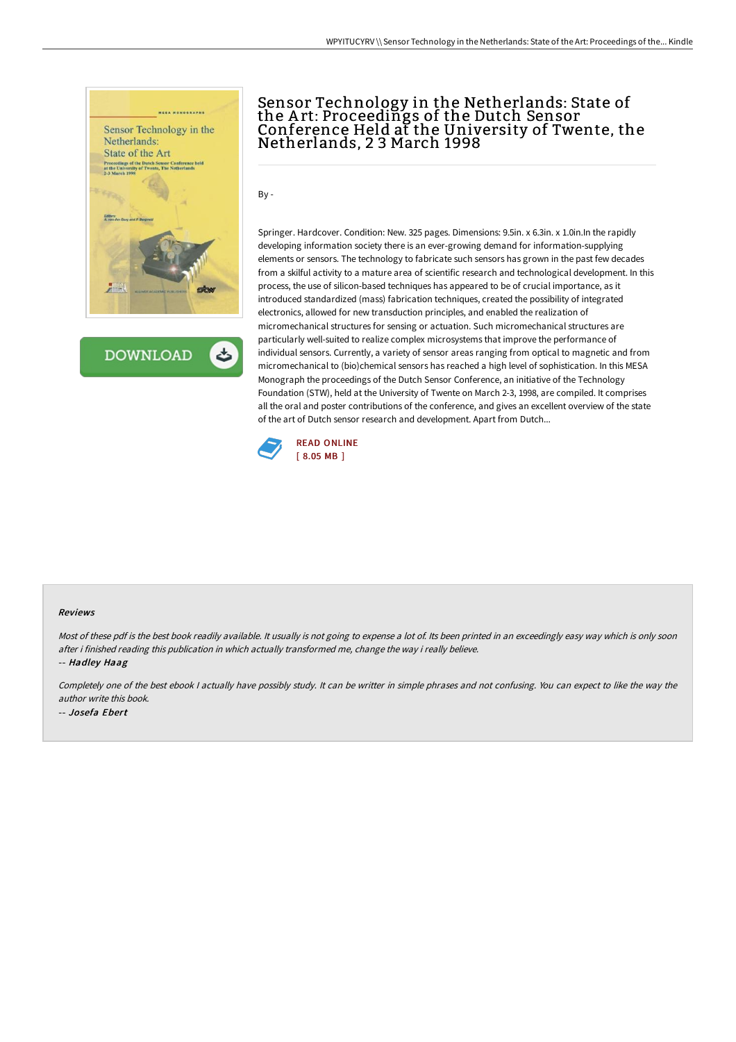# Sensor Technology in the Netherlands: State of the Art: Proceedings of the Dutch Sensor Conference Held at the University of Twente, the Netherlands, 2 3 March 1998

By -

Springer. Hardcover. Condition: New. 325 pages. Dimensions: 9.5in. x 6.3in. x 1.0in.In the rapidly developing information society there is an ever-growing demand for information-supplying elements or sensors. The technology to fabricate such sensors has grown in the past few decades from a skilful activity to a mature area of scientific research and technological development. In this process, the use of silicon-based techniques has appeared to be of crucial importance, as it introduced standardized (mass) fabrication techniques, created the possibility of integrated electronics, allowed for new transduction principles, and enabled the realization of micromechanical structures for sensing or actuation. Such micromechanical structures are particularly well-suited to realize complex microsystems that improve the performance of individual sensors. Currently, a variety of sensor areas ranging from optical to magnetic and from micromechanical to (bio)chemical sensors has reached a high level of sophistication. In this MESA Monograph the proceedings of the Dutch Sensor Conference, an initiative of the Technology Foundation (STW), held at the University of Twente on March 2-3, 1998, are compiled. It comprises all the oral and poster contributions of the conference, and gives an excellent overview of the state of the art of Dutch sensor research and development. Apart from Dutch...

READ ONLINE
[ 8.05 MB ]

### Reviews

*Most of these pdf is the best book readily available. It usually is not going to expense a lot of. Its been printed in an exceedingly easy way which is only soon after i finished reading this publication in which actually transformed me, change the way i really believe.*

-- ***Hadley Haag***

*Completely one of the best ebook I actually have possibly study. It can be writter in simple phrases and not confusing. You can expect to like the way the author write this book.*

-- ***Josefa Ebert***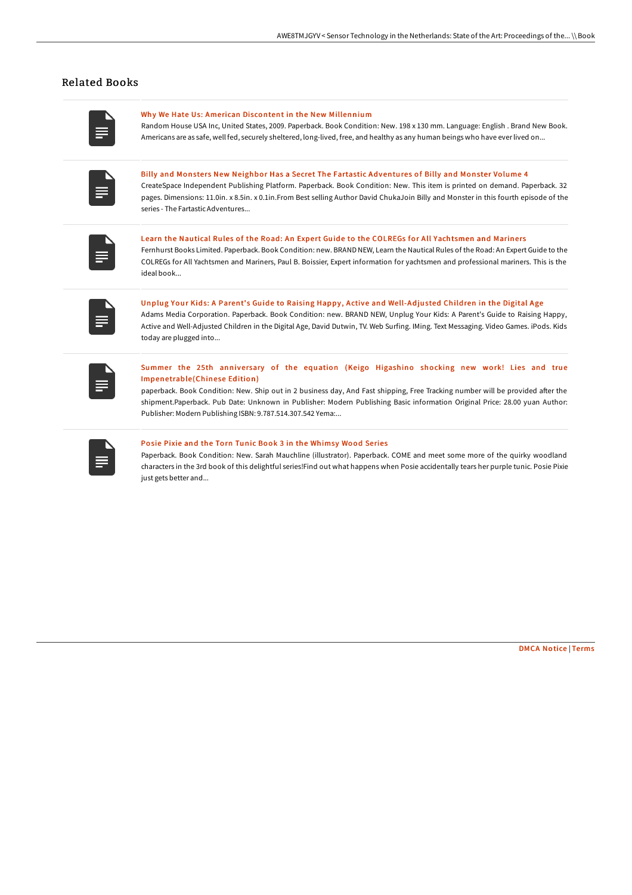## Related Books

### Why We Hate Us: American Discontent in the New Millennium

Random House USA Inc, United States, 2009. Paperback. Book Condition: New. 198 x 130 mm. Language: English . Brand New Book. Americans are as safe, well fed, securely sheltered, long-lived, free, and healthy as any human beings who have ever lived on...

### Billy and Monsters New Neighbor Has a Secret The Fartastic Adventures of Billy and Monster Volume 4

CreateSpace Independent Publishing Platform. Paperback. Book Condition: New. This item is printed on demand. Paperback. 32 pages. Dimensions: 11.0in. x 8.5in. x 0.1in.From Best selling Author David ChukaJoin Billy and Monster in this fourth episode of the series - The Fartastic Adventures...

### Learn the Nautical Rules of the Road: An Expert Guide to the COLREGs for All Yachtsmen and Mariners

Fernhurst Books Limited. Paperback. Book Condition: new. BRAND NEW, Learn the Nautical Rules of the Road: An Expert Guide to the COLREGs for All Yachtsmen and Mariners, Paul B. Boissier, Expert information for yachtsmen and professional mariners. This is the ideal book...

### Unplug Your Kids: A Parent's Guide to Raising Happy, Active and Well-Adjusted Children in the Digital Age

Adams Media Corporation. Paperback. Book Condition: new. BRAND NEW, Unplug Your Kids: A Parent's Guide to Raising Happy, Active and Well-Adjusted Children in the Digital Age, David Dutwin, TV. Web Surfing. IMing. Text Messaging. Video Games. iPods. Kids today are plugged into...

### Summer the 25th anniversary of the equation (Keigo Higashino shocking new work! Lies and true Impenetrable(Chinese Edition)

paperback. Book Condition: New. Ship out in 2 business day, And Fast shipping, Free Tracking number will be provided after the shipment.Paperback. Pub Date: Unknown in Publisher: Modern Publishing Basic information Original Price: 28.00 yuan Author: Publisher: Modern Publishing ISBN: 9.787.514.307.542 Yema:...

### Posie Pixie and the Torn Tunic Book 3 in the Whimsy Wood Series

Paperback. Book Condition: New. Sarah Mauchline (illustrator). Paperback. COME and meet some more of the quirky woodland characters in the 3rd book of this delightful series!Find out what happens when Posie accidentally tears her purple tunic. Posie Pixie just gets better and...